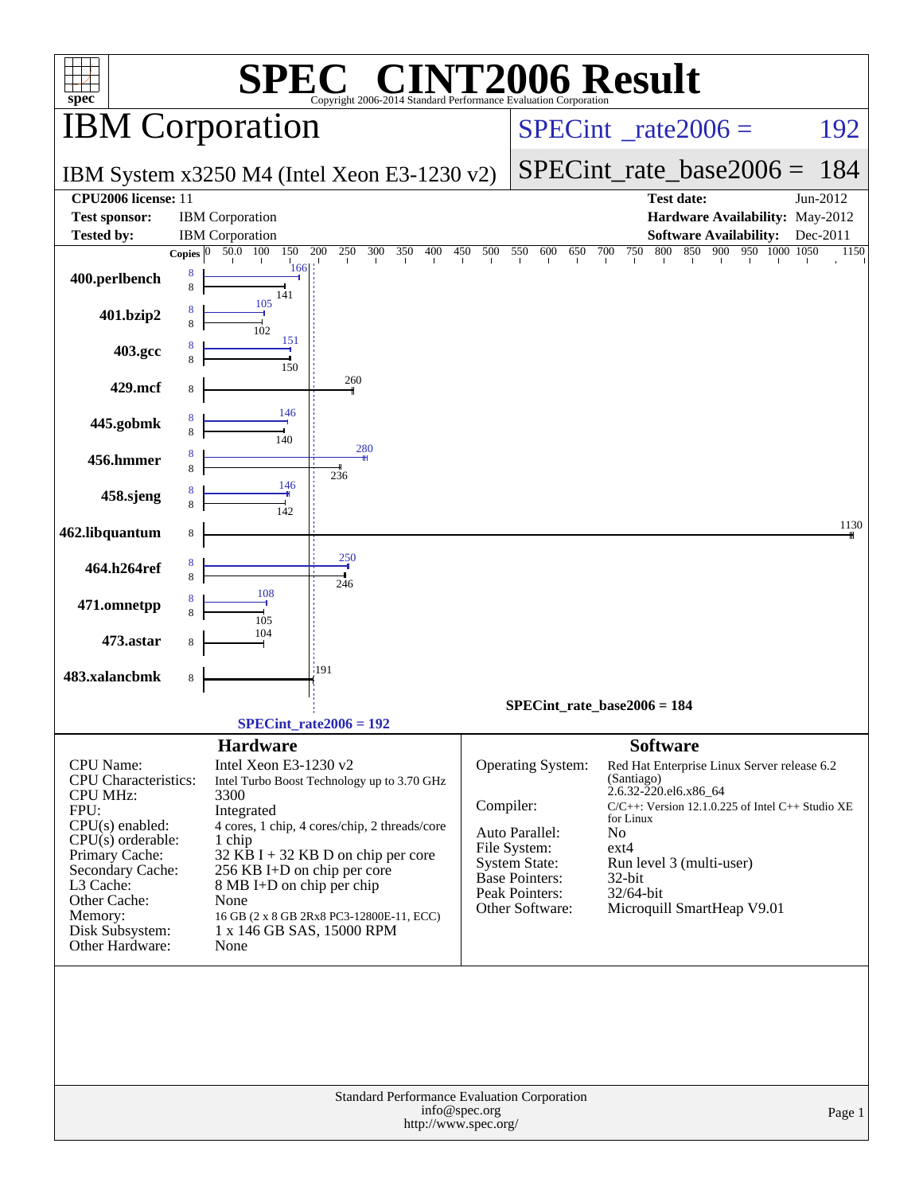# SPEC® CINT2006 Result

Copyright 2006-2014 Standard Performance Evaluation Corporation

## IBM Corporation

IBM System x3250 M4 (Intel Xeon E3-1230 v2)

SPECint_rate2006 = 192

SPECint_rate_base2006 = 184

| | | | |
|---|---|---|---|
| **CPU2006 license:** 11 | | **Test date:** | Jun-2012 |
| **Test sponsor:** | IBM Corporation | **Hardware Availability:** | May-2012 |
| **Tested by:** | IBM Corporation | **Software Availability:** | Dec-2011 |

| Benchmark | Copies (peak) | Peak | Copies (base) | Base |
|---|---|---|---|---|
| 400.perlbench | 8 | 166 | 8 | 141 |
| 401.bzip2 | 8 | 105 | 8 | 102 |
| 403.gcc | 8 | 151 | 8 | 150 |
| 429.mcf | | | 8 | 260 |
| 445.gobmk | 8 | 146 | 8 | 140 |
| 456.hmmer | 8 | 280 | 8 | 236 |
| 458.sjeng | 8 | 146 | 8 | 142 |
| 462.libquantum | | | 8 | 1130 |
| 464.h264ref | 8 | 250 | 8 | 246 |
| 471.omnetpp | 8 | 108 | 8 | 105 |
| 473.astar | | | 8 | 104 |
| 483.xalancbmk | | | 8 | 191 |

SPECint_rate_base2006 = 184

SPECint_rate2006 = 192

## Hardware

| | |
|---|---|
| CPU Name: | Intel Xeon E3-1230 v2 |
| CPU Characteristics: | Intel Turbo Boost Technology up to 3.70 GHz |
| CPU MHz: | 3300 |
| FPU: | Integrated |
| CPU(s) enabled: | 4 cores, 1 chip, 4 cores/chip, 2 threads/core |
| CPU(s) orderable: | 1 chip |
| Primary Cache: | 32 KB I + 32 KB D on chip per core |
| Secondary Cache: | 256 KB I+D on chip per core |
| L3 Cache: | 8 MB I+D on chip per chip |
| Other Cache: | None |
| Memory: | 16 GB (2 x 8 GB 2Rx8 PC3-12800E-11, ECC) |
| Disk Subsystem: | 1 x 146 GB SAS, 15000 RPM |
| Other Hardware: | None |

## Software

| | |
|---|---|
| Operating System: | Red Hat Enterprise Linux Server release 6.2 (Santiago) 2.6.32-220.el6.x86_64 |
| Compiler: | C/C++: Version 12.1.0.225 of Intel C++ Studio XE for Linux |
| Auto Parallel: | No |
| File System: | ext4 |
| System State: | Run level 3 (multi-user) |
| Base Pointers: | 32-bit |
| Peak Pointers: | 32/64-bit |
| Other Software: | Microquill SmartHeap V9.01 |

Standard Performance Evaluation Corporation
info@spec.org
http://www.spec.org/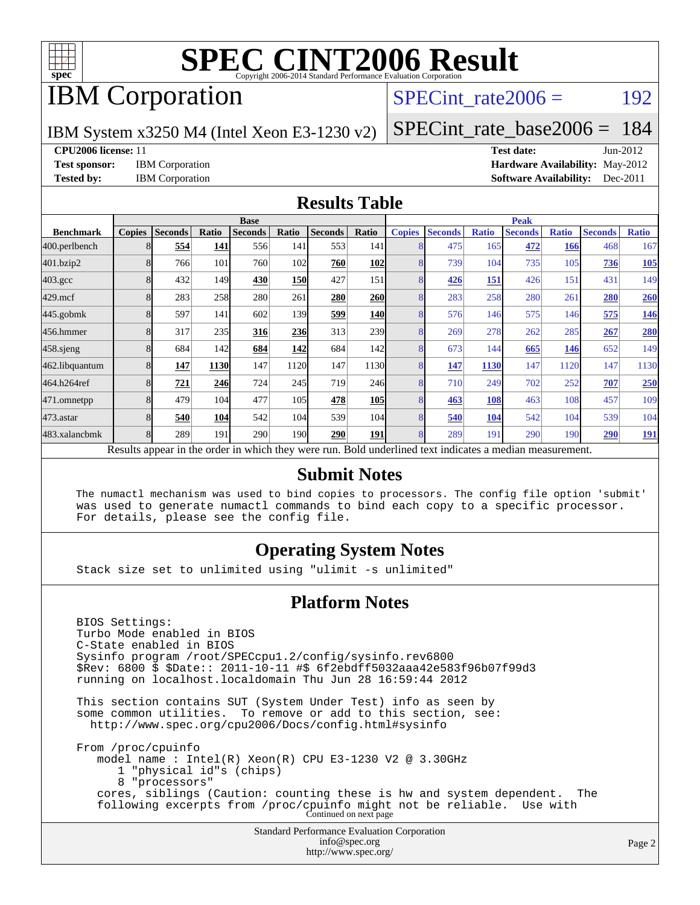# SPEC CINT2006 Result

Copyright 2006-2014 Standard Performance Evaluation Corporation

## IBM Corporation

IBM System x3250 M4 (Intel Xeon E3-1230 v2)

SPECint_rate2006 = 192

SPECint_rate_base2006 = 184

**CPU2006 license:** 11
**Test sponsor:** IBM Corporation
**Tested by:** IBM Corporation

**Test date:** Jun-2012
**Hardware Availability:** May-2012
**Software Availability:** Dec-2011

## Results Table

| Benchmark | Base | | | | | | | Peak | | | | | | |
|---|---|---|---|---|---|---|---|---|---|---|---|---|---|---|
| | Copies | Seconds | Ratio | Seconds | Ratio | Seconds | Ratio | Copies | Seconds | Ratio | Seconds | Ratio | Seconds | Ratio |
| 400.perlbench | 8 | **554** | **141** | 556 | 141 | 553 | 141 | 8 | 475 | 165 | **472** | **166** | 468 | 167 |
| 401.bzip2 | 8 | 766 | 101 | 760 | 102 | **760** | **102** | 8 | 739 | 104 | 735 | 105 | **736** | **105** |
| 403.gcc | 8 | 432 | 149 | **430** | **150** | 427 | 151 | 8 | **426** | **151** | 426 | 151 | 431 | 149 |
| 429.mcf | 8 | 283 | 258 | 280 | 261 | **280** | **260** | 8 | 283 | 258 | 280 | 261 | **280** | **260** |
| 445.gobmk | 8 | 597 | 141 | 602 | 139 | **599** | **140** | 8 | 576 | 146 | 575 | 146 | **575** | **146** |
| 456.hmmer | 8 | 317 | 235 | **316** | **236** | 313 | 239 | 8 | 269 | 278 | 262 | 285 | **267** | **280** |
| 458.sjeng | 8 | 684 | 142 | **684** | **142** | 684 | 142 | 8 | 673 | 144 | **665** | **146** | 652 | 149 |
| 462.libquantum | 8 | **147** | **1130** | 147 | 1120 | 147 | 1130 | 8 | **147** | **1130** | 147 | 1120 | 147 | 1130 |
| 464.h264ref | 8 | **721** | **246** | 724 | 245 | 719 | 246 | 8 | 710 | 249 | 702 | 252 | **707** | **250** |
| 471.omnetpp | 8 | 479 | 104 | 477 | 105 | **478** | **105** | 8 | **463** | **108** | 463 | 108 | 457 | 109 |
| 473.astar | 8 | **540** | **104** | 542 | 104 | 539 | 104 | 8 | **540** | **104** | 542 | 104 | 539 | 104 |
| 483.xalancbmk | 8 | 289 | 191 | 290 | 190 | **290** | **191** | 8 | 289 | 191 | 290 | 190 | **290** | **191** |

Results appear in the order in which they were run. Bold underlined text indicates a median measurement.

## Submit Notes

```
The numactl mechanism was used to bind copies to processors. The config file option 'submit'
was used to generate numactl commands to bind each copy to a specific processor.
For details, please see the config file.
```

## Operating System Notes

```
Stack size set to unlimited using "ulimit -s unlimited"
```

## Platform Notes

```
BIOS Settings:
Turbo Mode enabled in BIOS
C-State enabled in BIOS
Sysinfo program /root/SPECcpu1.2/config/sysinfo.rev6800
$Rev: 6800 $ $Date:: 2011-10-11 #$ 6f2ebdff5032aaa42e583f96b07f99d3
running on localhost.localdomain Thu Jun 28 16:59:44 2012

This section contains SUT (System Under Test) info as seen by
some common utilities.  To remove or add to this section, see:
  http://www.spec.org/cpu2006/Docs/config.html#sysinfo

From /proc/cpuinfo
   model name : Intel(R) Xeon(R) CPU E3-1230 V2 @ 3.30GHz
      1 "physical id"s (chips)
      8 "processors"
   cores, siblings (Caution: counting these is hw and system dependent.  The
   following excerpts from /proc/cpuinfo might not be reliable.  Use with
```

Continued on next page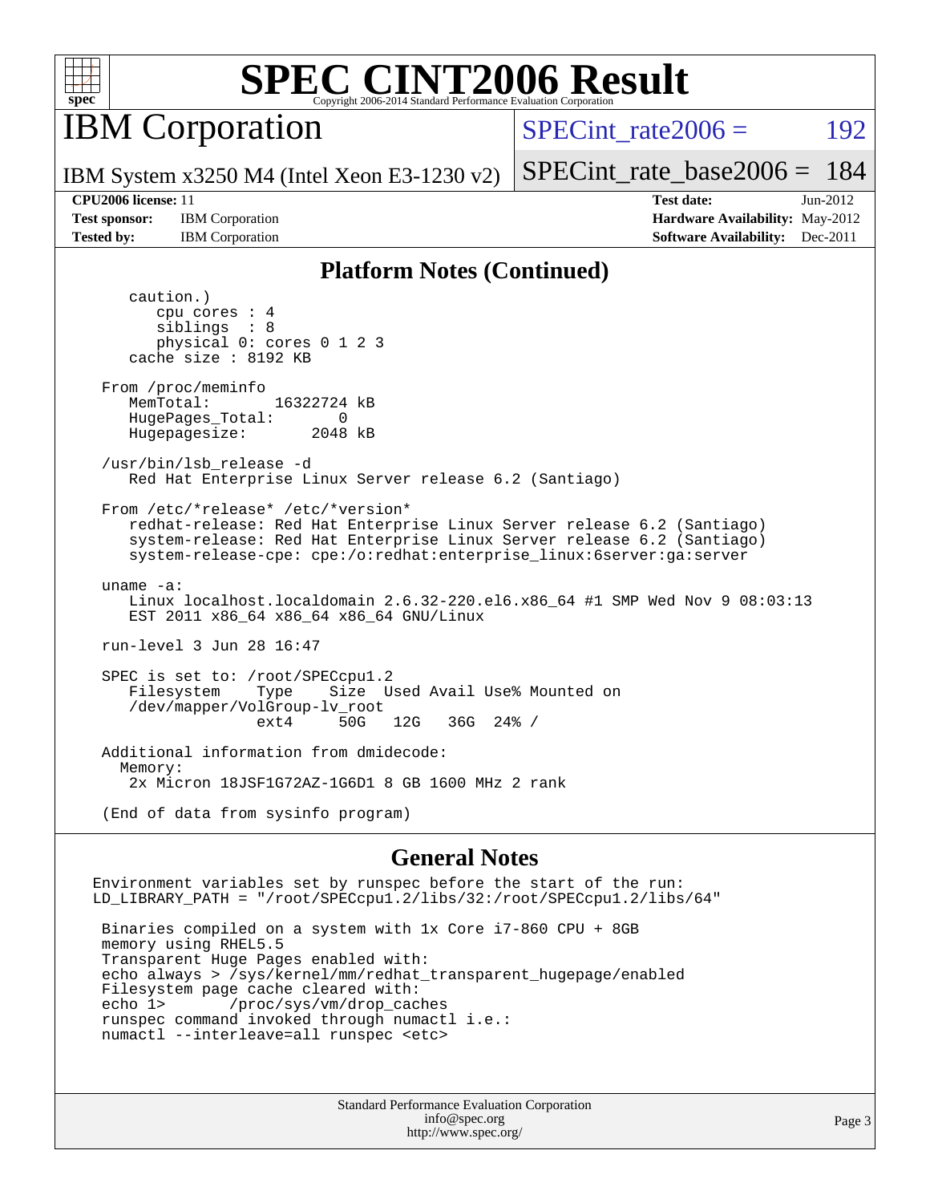# SPEC CINT2006 Result

Copyright 2006-2014 Standard Performance Evaluation Corporation

## IBM Corporation

IBM System x3250 M4 (Intel Xeon E3-1230 v2)

SPECint_rate2006 = 192

SPECint_rate_base2006 = 184

**CPU2006 license:** 11
**Test sponsor:** IBM Corporation
**Tested by:** IBM Corporation

**Test date:** Jun-2012
**Hardware Availability:** May-2012
**Software Availability:** Dec-2011

### Platform Notes (Continued)

```
      caution.)
         cpu cores : 4
         siblings  : 8
         physical 0: cores 0 1 2 3
      cache size : 8192 KB

   From /proc/meminfo
      MemTotal:       16322724 kB
      HugePages_Total:       0
      Hugepagesize:       2048 kB

   /usr/bin/lsb_release -d
      Red Hat Enterprise Linux Server release 6.2 (Santiago)

   From /etc/*release* /etc/*version*
      redhat-release: Red Hat Enterprise Linux Server release 6.2 (Santiago)
      system-release: Red Hat Enterprise Linux Server release 6.2 (Santiago)
      system-release-cpe: cpe:/o:redhat:enterprise_linux:6server:ga:server

   uname -a:
      Linux localhost.localdomain 2.6.32-220.el6.x86_64 #1 SMP Wed Nov 9 08:03:13
      EST 2011 x86_64 x86_64 x86_64 GNU/Linux

   run-level 3 Jun 28 16:47

   SPEC is set to: /root/SPECcpu1.2
      Filesystem    Type    Size  Used Avail Use% Mounted on
      /dev/mapper/VolGroup-lv_root
                    ext4     50G   12G   36G  24% /

   Additional information from dmidecode:
     Memory:
      2x Micron 18JSF1G72AZ-1G6D1 8 GB 1600 MHz 2 rank

   (End of data from sysinfo program)
```

### General Notes

```
 Environment variables set by runspec before the start of the run:
 LD_LIBRARY_PATH = "/root/SPECcpu1.2/libs/32:/root/SPECcpu1.2/libs/64"

  Binaries compiled on a system with 1x Core i7-860 CPU + 8GB
  memory using RHEL5.5
  Transparent Huge Pages enabled with:
  echo always > /sys/kernel/mm/redhat_transparent_hugepage/enabled
  Filesystem page cache cleared with:
  echo 1>       /proc/sys/vm/drop_caches
  runspec command invoked through numactl i.e.:
  numactl --interleave=all runspec <etc>
```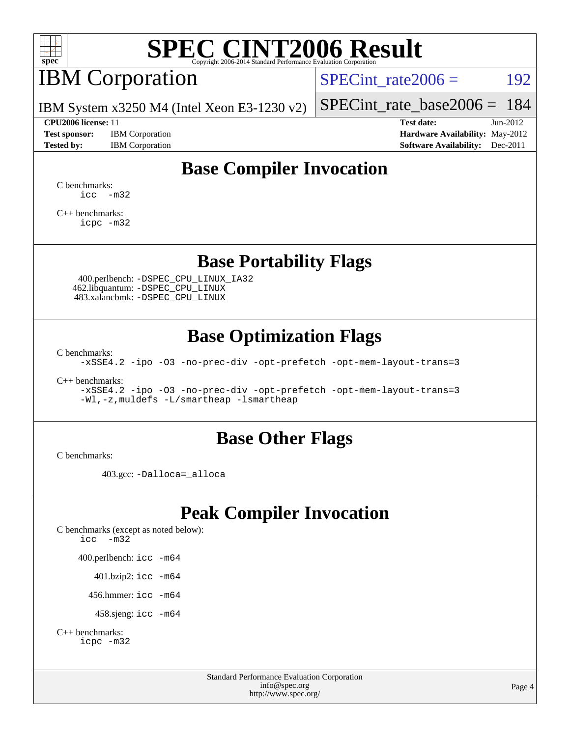# SPEC CINT2006 Result

IBM Corporation

IBM System x3250 M4 (Intel Xeon E3-1230 v2)

SPECint_rate2006 = 192

SPECint_rate_base2006 = 184

**CPU2006 license:** 11
**Test sponsor:** IBM Corporation
**Tested by:** IBM Corporation

**Test date:** Jun-2012
**Hardware Availability:** May-2012
**Software Availability:** Dec-2011

## Base Compiler Invocation

C benchmarks:
```
icc -m32
```

C++ benchmarks:
```
icpc -m32
```

## Base Portability Flags

400.perlbench: `-DSPEC_CPU_LINUX_IA32`
462.libquantum: `-DSPEC_CPU_LINUX`
483.xalancbmk: `-DSPEC_CPU_LINUX`

## Base Optimization Flags

C benchmarks:
```
-xSSE4.2 -ipo -O3 -no-prec-div -opt-prefetch -opt-mem-layout-trans=3
```

C++ benchmarks:
```
-xSSE4.2 -ipo -O3 -no-prec-div -opt-prefetch -opt-mem-layout-trans=3
-Wl,-z,muldefs -L/smartheap -lsmartheap
```

## Base Other Flags

C benchmarks:

403.gcc: `-Dalloca=_alloca`

## Peak Compiler Invocation

C benchmarks (except as noted below):
```
icc -m32
```

400.perlbench: `icc -m64`

401.bzip2: `icc -m64`

456.hmmer: `icc -m64`

458.sjeng: `icc -m64`

C++ benchmarks:
```
icpc -m32
```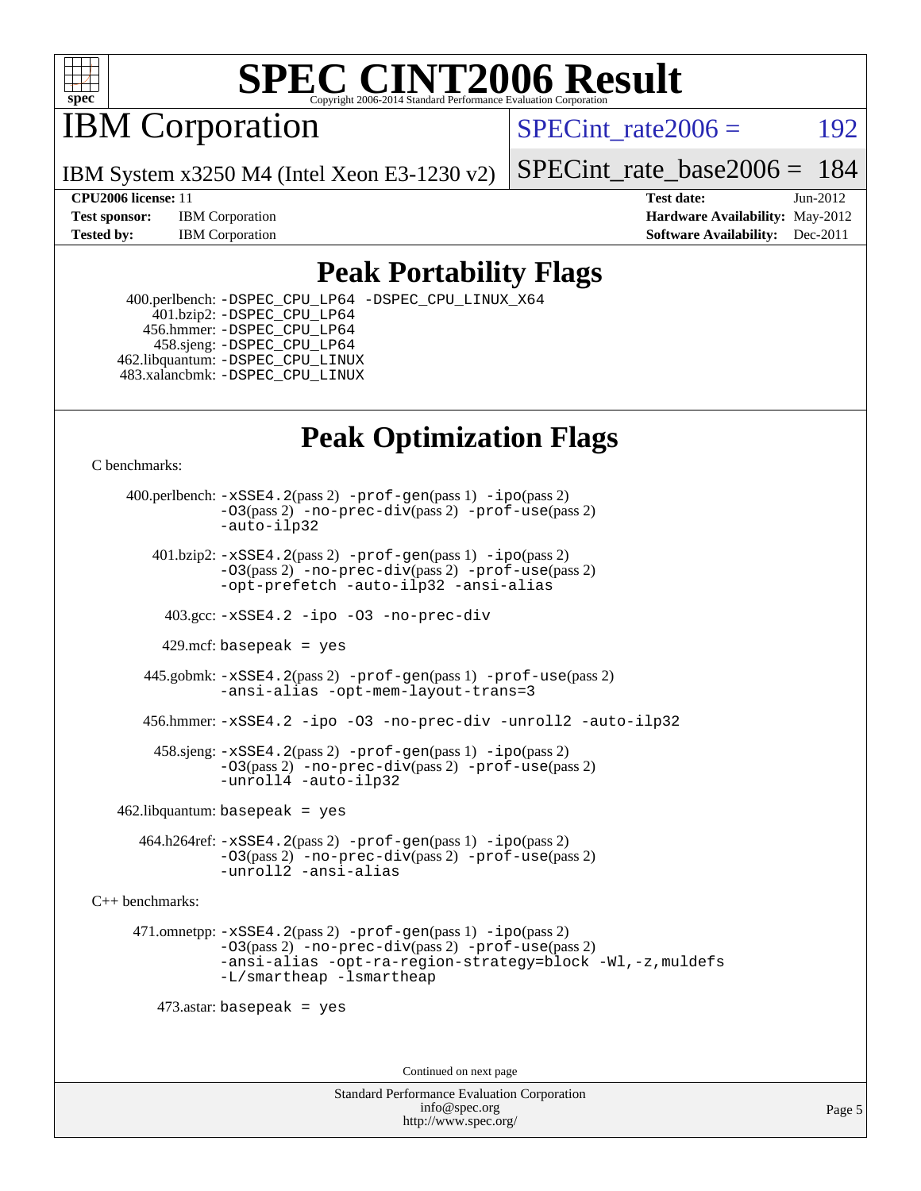# SPEC CINT2006 Result

## IBM Corporation

IBM System x3250 M4 (Intel Xeon E3-1230 v2)

SPECint_rate2006 = 192

SPECint_rate_base2006 = 184

**CPU2006 license:** 11
**Test sponsor:** IBM Corporation
**Tested by:** IBM Corporation

**Test date:** Jun-2012
**Hardware Availability:** May-2012
**Software Availability:** Dec-2011

## Peak Portability Flags

400.perlbench: -DSPEC_CPU_LP64 -DSPEC_CPU_LINUX_X64
401.bzip2: -DSPEC_CPU_LP64
456.hmmer: -DSPEC_CPU_LP64
458.sjeng: -DSPEC_CPU_LP64
462.libquantum: -DSPEC_CPU_LINUX
483.xalancbmk: -DSPEC_CPU_LINUX

## Peak Optimization Flags

C benchmarks:

400.perlbench: -xSSE4.2(pass 2) -prof-gen(pass 1) -ipo(pass 2) -O3(pass 2) -no-prec-div(pass 2) -prof-use(pass 2) -auto-ilp32

401.bzip2: -xSSE4.2(pass 2) -prof-gen(pass 1) -ipo(pass 2) -O3(pass 2) -no-prec-div(pass 2) -prof-use(pass 2) -opt-prefetch -auto-ilp32 -ansi-alias

403.gcc: -xSSE4.2 -ipo -O3 -no-prec-div

429.mcf: basepeak = yes

445.gobmk: -xSSE4.2(pass 2) -prof-gen(pass 1) -prof-use(pass 2) -ansi-alias -opt-mem-layout-trans=3

456.hmmer: -xSSE4.2 -ipo -O3 -no-prec-div -unroll2 -auto-ilp32

458.sjeng: -xSSE4.2(pass 2) -prof-gen(pass 1) -ipo(pass 2) -O3(pass 2) -no-prec-div(pass 2) -prof-use(pass 2) -unroll4 -auto-ilp32

462.libquantum: basepeak = yes

464.h264ref: -xSSE4.2(pass 2) -prof-gen(pass 1) -ipo(pass 2) -O3(pass 2) -no-prec-div(pass 2) -prof-use(pass 2) -unroll2 -ansi-alias

C++ benchmarks:

471.omnetpp: -xSSE4.2(pass 2) -prof-gen(pass 1) -ipo(pass 2) -O3(pass 2) -no-prec-div(pass 2) -prof-use(pass 2) -ansi-alias -opt-ra-region-strategy=block -Wl,-z,muldefs -L/smartheap -lsmartheap

473.astar: basepeak = yes

Continued on next page

Standard Performance Evaluation Corporation
info@spec.org
http://www.spec.org/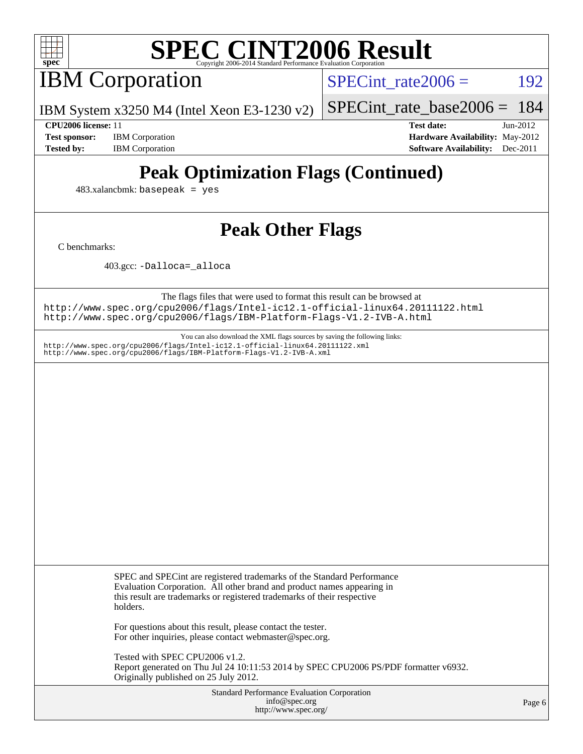# Peak Optimization Flags (Continued)

483.xalancbmk: `basepeak = yes`

# Peak Other Flags

C benchmarks:

403.gcc: `-Dalloca=_alloca`

The flags files that were used to format this result can be browsed at
http://www.spec.org/cpu2006/flags/Intel-ic12.1-official-linux64.20111122.html
http://www.spec.org/cpu2006/flags/IBM-Platform-Flags-V1.2-IVB-A.html

You can also download the XML flags sources by saving the following links:
http://www.spec.org/cpu2006/flags/Intel-ic12.1-official-linux64.20111122.xml
http://www.spec.org/cpu2006/flags/IBM-Platform-Flags-V1.2-IVB-A.xml

SPEC and SPECint are registered trademarks of the Standard Performance Evaluation Corporation. All other brand and product names appearing in this result are trademarks or registered trademarks of their respective holders.

For questions about this result, please contact the tester.
For other inquiries, please contact webmaster@spec.org.

Tested with SPEC CPU2006 v1.2.
Report generated on Thu Jul 24 10:11:53 2014 by SPEC CPU2006 PS/PDF formatter v6932.
Originally published on 25 July 2012.